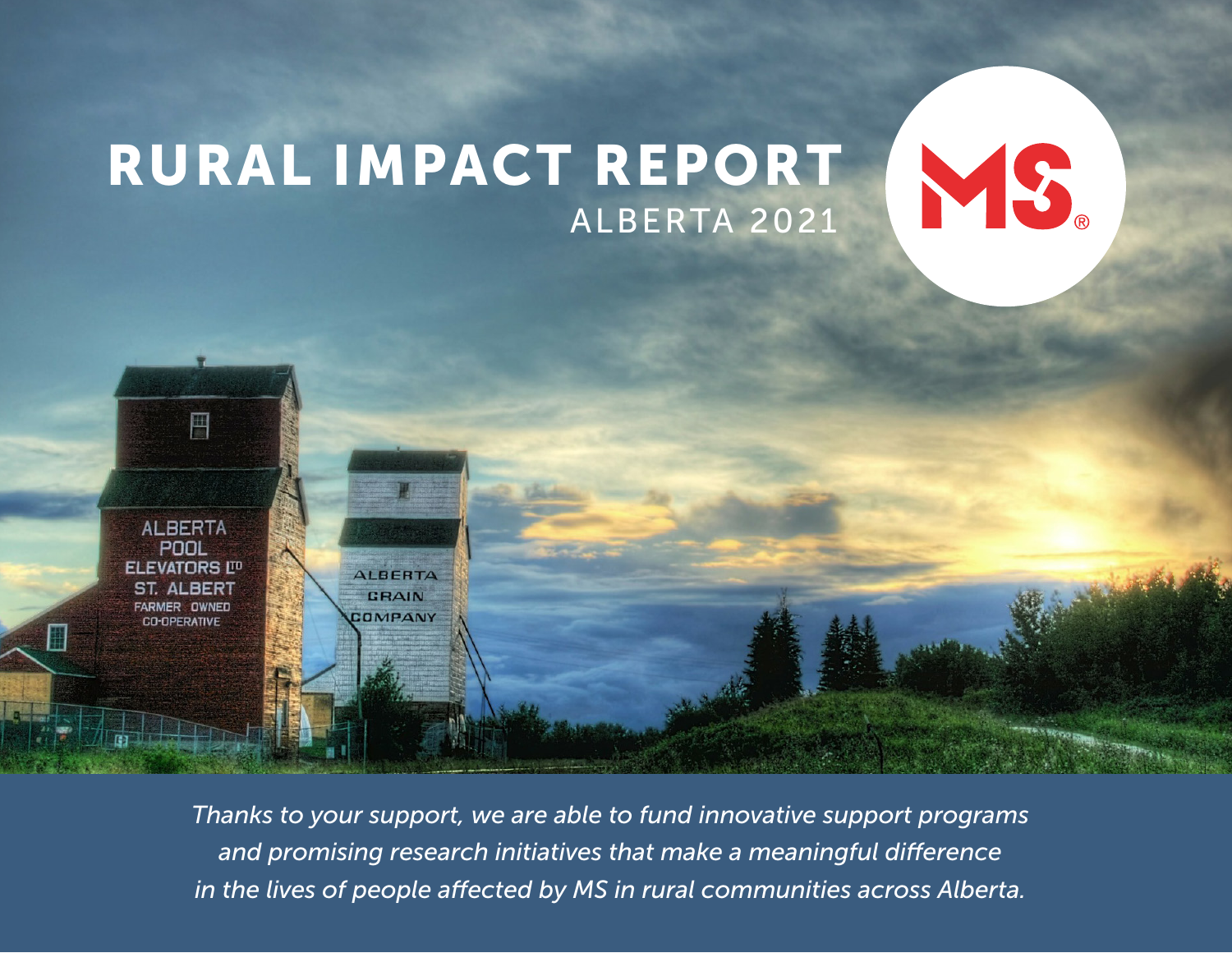# RURAL IMPACT REPORT

## ALBERTA 2021

*Thanks to your support, we are able to fund innovative support programs and promising research initiatives that make a meaningful difference in the lives of people affected by MS in rural communities across Alberta.*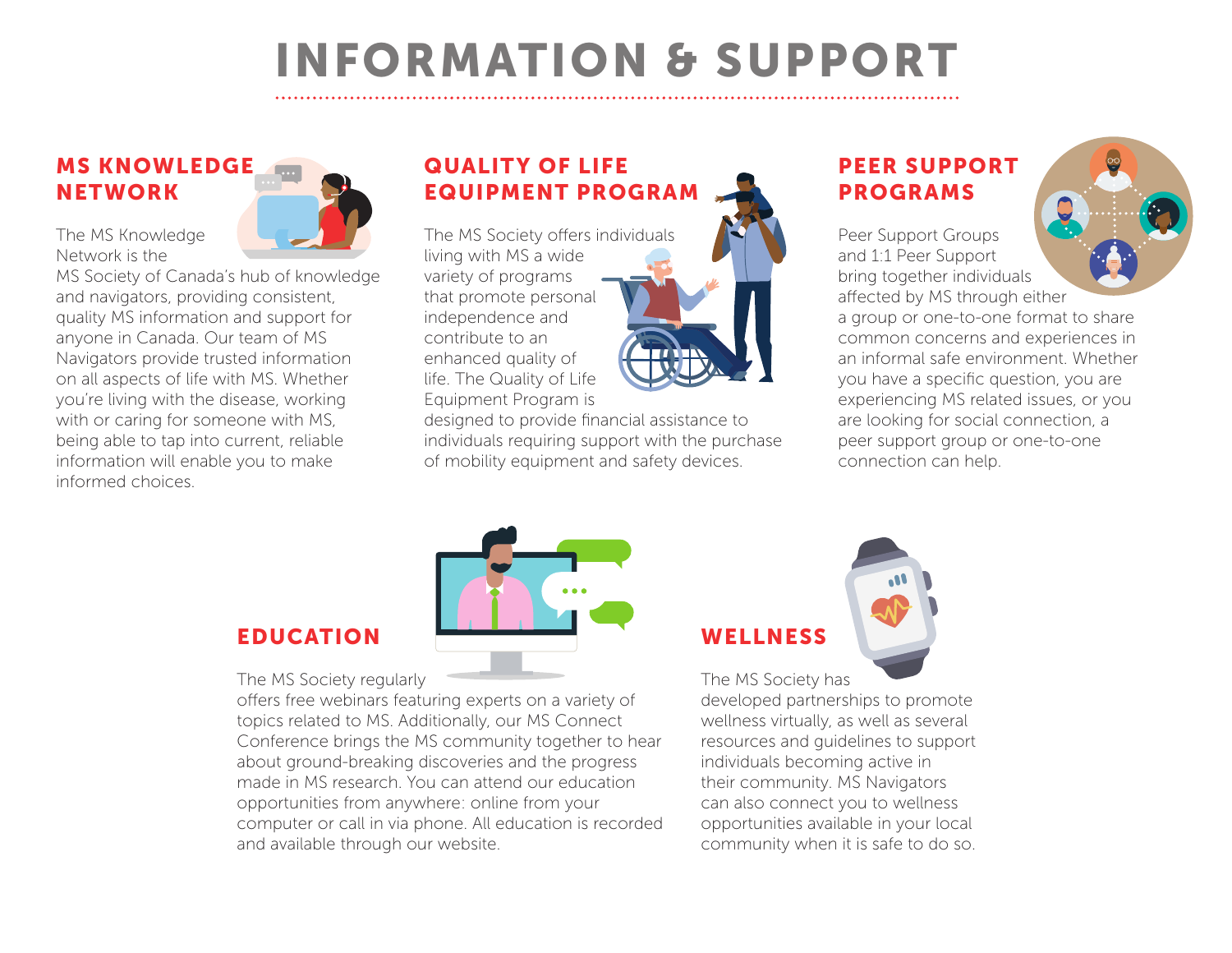# INFORMATION & SUPPORT

## MS KNOWLEDGE NETWORK

The MS Knowledge Network is the MS Society of Canada's hub of knowledge and navigators, providing consistent, quality MS information and support for anyone in Canada. Our team of MS Navigators provide trusted information on all aspects of life with MS. Whether you're living with the disease, working with or caring for someone with MS, being able to tap into current, reliable information will enable you to make informed choices.

## QUALITY OF LIFE EQUIPMENT PROGRAM

The MS Society offers individuals living with MS a wide variety of programs that promote personal independence and contribute to an enhanced quality of life. The Quality of Life Equipment Program is designed to provide financial assistance to individuals requiring support with the purchase of mobility equipment and safety devices.

## PEER SUPPORT PROGRAMS

Peer Support Groups and 1:1 Peer Support bring together individuals affected by MS through either a group or one-to-one format to share common concerns and experiences in an informal safe environment. Whether you have a specific question, you are experiencing MS related issues, or you are looking for social connection, a peer support group or one-to-one connection can help.

## EDUCATION

The MS Society regularly offers free webinars featuring experts on a variety of topics related to MS. Additionally, our MS Connect Conference brings the MS community together to hear about ground-breaking discoveries and the progress made in MS research. You can attend our education opportunities from anywhere: online from your computer or call in via phone. All education is recorded and available through our website.

## WELLNESS

The MS Society has developed partnerships to promote wellness virtually, as well as several resources and guidelines to support individuals becoming active in their community. MS Navigators can also connect you to wellness opportunities available in your local community when it is safe to do so.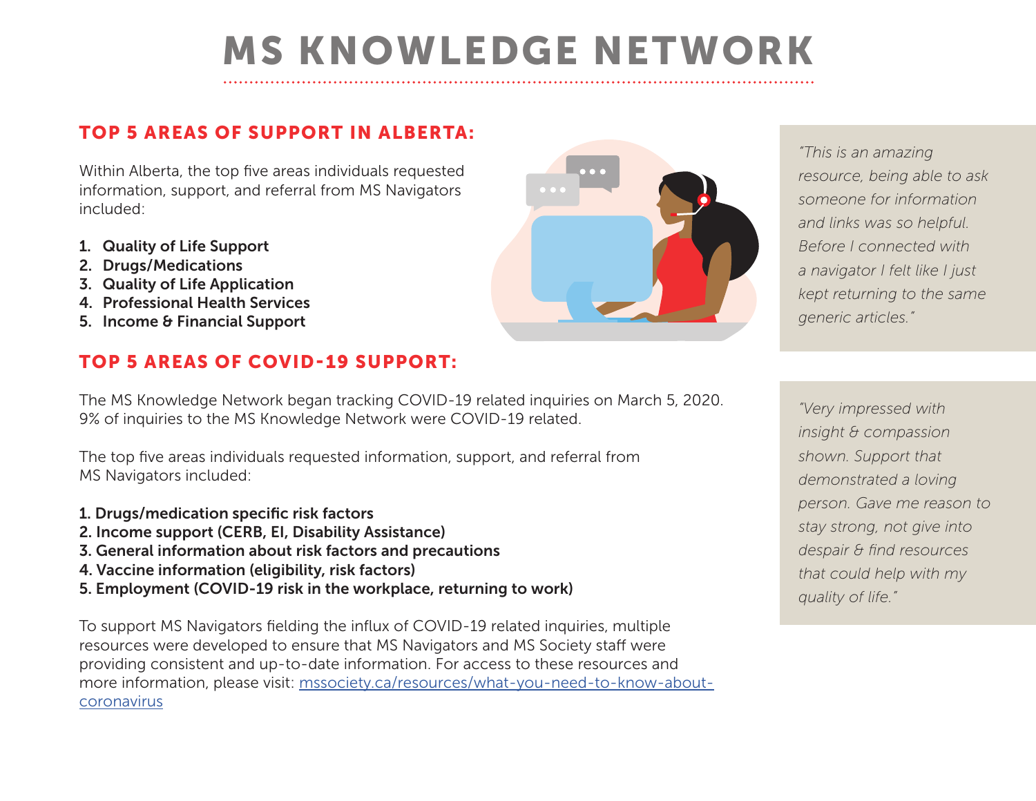# MS KNOWLEDGE NETWORK

## TOP 5 AREAS OF SUPPORT IN ALBERTA:

Within Alberta, the top five areas individuals requested information, support, and referral from MS Navigators included:

1. **Quality of Life Support**
2. **Drugs/Medications**
3. **Quality of Life Application**
4. **Professional Health Services**
5. **Income & Financial Support**

## TOP 5 AREAS OF COVID-19 SUPPORT:

The MS Knowledge Network began tracking COVID-19 related inquiries on March 5, 2020. 9% of inquiries to the MS Knowledge Network were COVID-19 related.

The top five areas individuals requested information, support, and referral from MS Navigators included:

1. **Drugs/medication specific risk factors**
2. **Income support (CERB, EI, Disability Assistance)**
3. **General information about risk factors and precautions**
4. **Vaccine information (eligibility, risk factors)**
5. **Employment (COVID-19 risk in the workplace, returning to work)**

To support MS Navigators fielding the influx of COVID-19 related inquiries, multiple resources were developed to ensure that MS Navigators and MS Society staff were providing consistent and up-to-date information. For access to these resources and more information, please visit: [mssociety.ca/resources/what-you-need-to-know-about-coronavirus](mssociety.ca/resources/what-you-need-to-know-about-coronavirus)

*"This is an amazing resource, being able to ask someone for information and links was so helpful. Before I connected with a navigator I felt like I just kept returning to the same generic articles."*

*"Very impressed with insight & compassion shown. Support that demonstrated a loving person. Gave me reason to stay strong, not give into despair & find resources that could help with my quality of life."*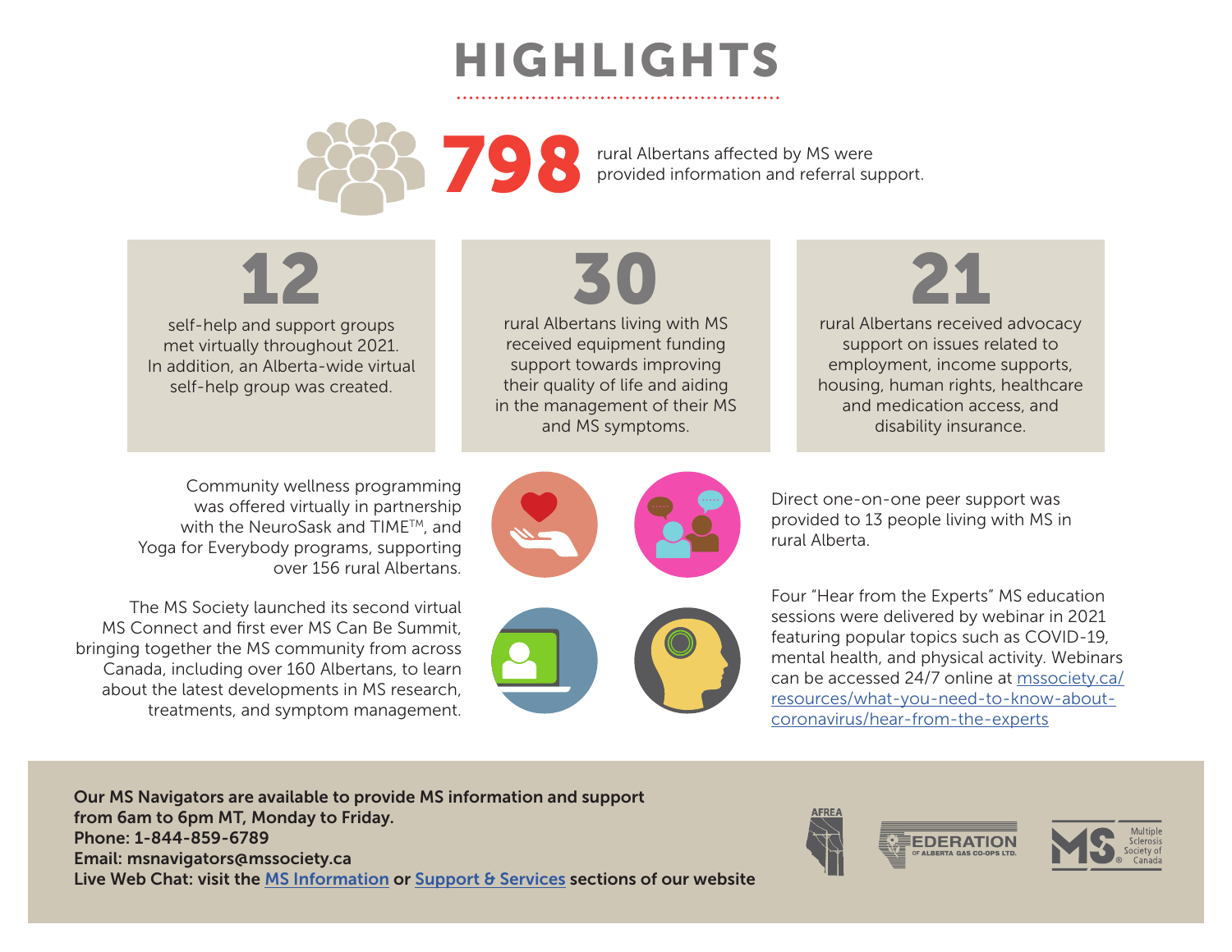# HIGHLIGHTS

**798** rural Albertans affected by MS were provided information and referral support.

**12**
self-help and support groups met virtually throughout 2021. In addition, an Alberta-wide virtual self-help group was created.

**30**
rural Albertans living with MS received equipment funding support towards improving their quality of life and aiding in the management of their MS and MS symptoms.

**21**
rural Albertans received advocacy support on issues related to employment, income supports, housing, human rights, healthcare and medication access, and disability insurance.

Community wellness programming was offered virtually in partnership with the NeuroSask and TIME™, and Yoga for Everybody programs, supporting over 156 rural Albertans.

The MS Society launched its second virtual MS Connect and first ever MS Can Be Summit, bringing together the MS community from across Canada, including over 160 Albertans, to learn about the latest developments in MS research, treatments, and symptom management.

Direct one-on-one peer support was provided to 13 people living with MS in rural Alberta.

Four "Hear from the Experts" MS education sessions were delivered by webinar in 2021 featuring popular topics such as COVID-19, mental health, and physical activity. Webinars can be accessed 24/7 online at [mssociety.ca/resources/what-you-need-to-know-about-coronavirus/hear-from-the-experts](mssociety.ca/resources/what-you-need-to-know-about-coronavirus/hear-from-the-experts)

**Our MS Navigators are available to provide MS information and support from 6am to 6pm MT, Monday to Friday.**
**Phone: 1-844-859-6789**
**Email: msnavigators@mssociety.ca**
**Live Web Chat: visit the [MS Information] or [Support & Services] sections of our website**

AFREA
FEDERATION OF ALBERTA GAS CO-OPS LTD.
MS Multiple Sclerosis Society of Canada